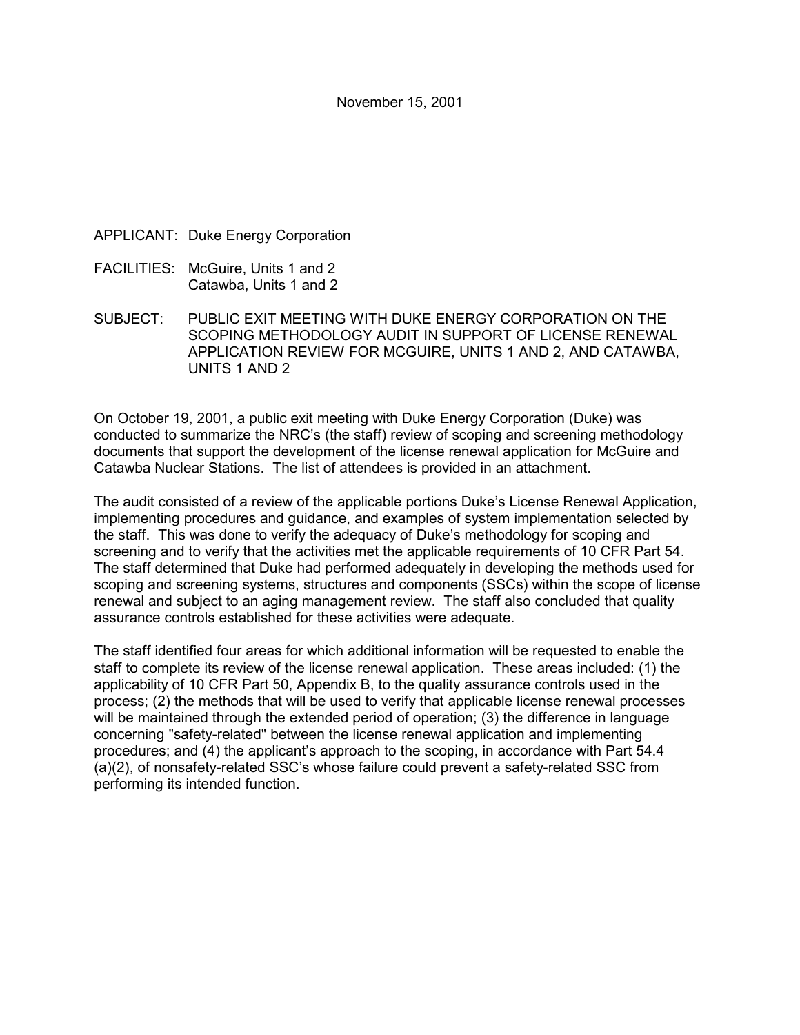November 15, 2001

APPLICANT: Duke Energy Corporation

FACILITIES: McGuire, Units 1 and 2
Catawba, Units 1 and 2

SUBJECT: PUBLIC EXIT MEETING WITH DUKE ENERGY CORPORATION ON THE SCOPING METHODOLOGY AUDIT IN SUPPORT OF LICENSE RENEWAL APPLICATION REVIEW FOR MCGUIRE, UNITS 1 AND 2, AND CATAWBA, UNITS 1 AND 2

On October 19, 2001, a public exit meeting with Duke Energy Corporation (Duke) was conducted to summarize the NRC's (the staff) review of scoping and screening methodology documents that support the development of the license renewal application for McGuire and Catawba Nuclear Stations. The list of attendees is provided in an attachment.

The audit consisted of a review of the applicable portions Duke's License Renewal Application, implementing procedures and guidance, and examples of system implementation selected by the staff. This was done to verify the adequacy of Duke's methodology for scoping and screening and to verify that the activities met the applicable requirements of 10 CFR Part 54. The staff determined that Duke had performed adequately in developing the methods used for scoping and screening systems, structures and components (SSCs) within the scope of license renewal and subject to an aging management review. The staff also concluded that quality assurance controls established for these activities were adequate.

The staff identified four areas for which additional information will be requested to enable the staff to complete its review of the license renewal application. These areas included: (1) the applicability of 10 CFR Part 50, Appendix B, to the quality assurance controls used in the process; (2) the methods that will be used to verify that applicable license renewal processes will be maintained through the extended period of operation; (3) the difference in language concerning "safety-related" between the license renewal application and implementing procedures; and (4) the applicant's approach to the scoping, in accordance with Part 54.4 (a)(2), of nonsafety-related SSC's whose failure could prevent a safety-related SSC from performing its intended function.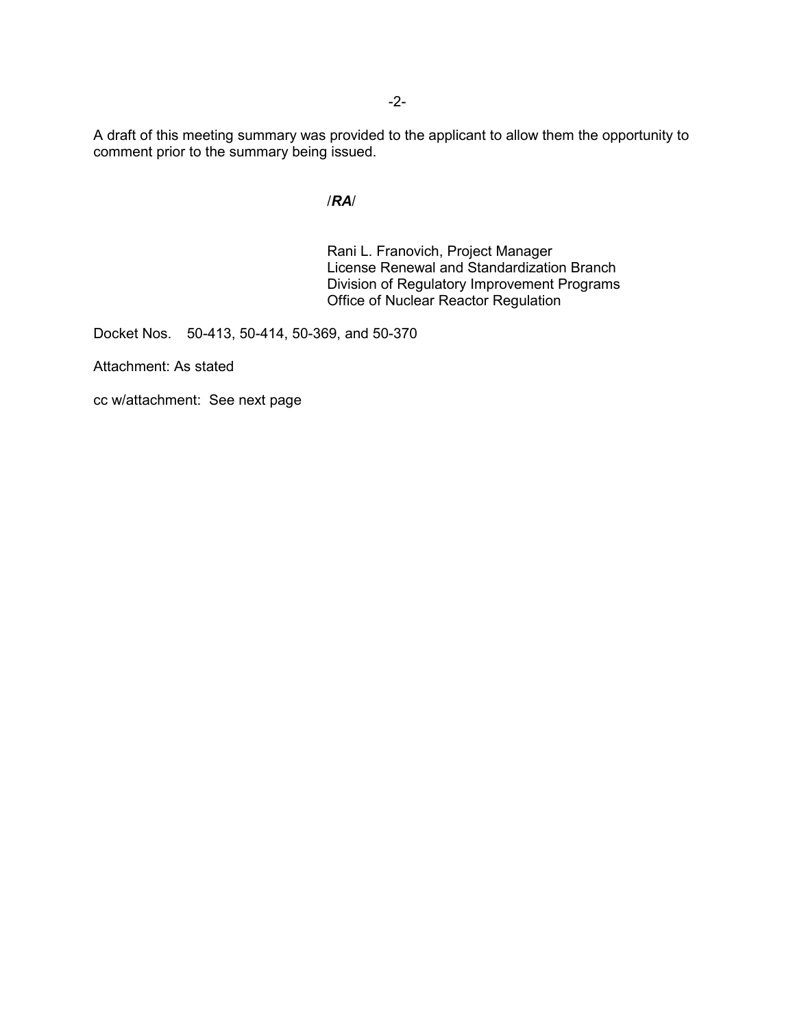A draft of this meeting summary was provided to the applicant to allow them the opportunity to comment prior to the summary being issued.

/***RA***/

Rani L. Franovich, Project Manager
License Renewal and Standardization Branch
Division of Regulatory Improvement Programs
Office of Nuclear Reactor Regulation

Docket Nos. 50-413, 50-414, 50-369, and 50-370

Attachment: As stated

cc w/attachment: See next page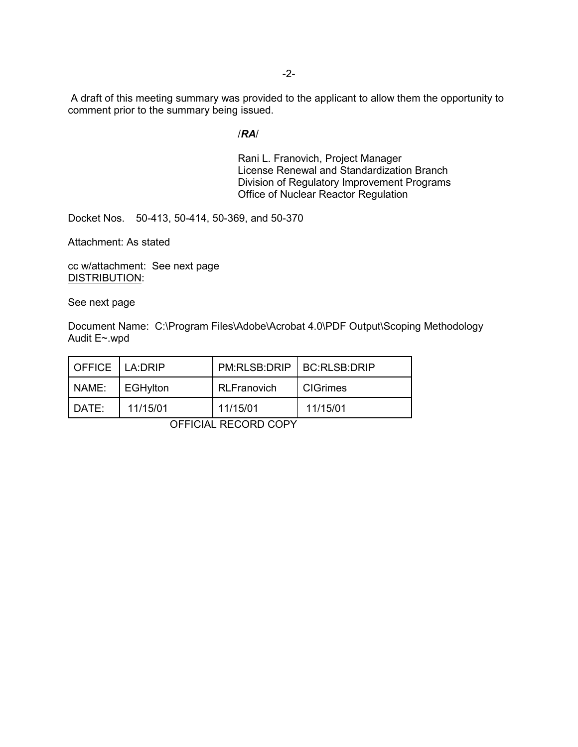A draft of this meeting summary was provided to the applicant to allow them the opportunity to comment prior to the summary being issued.

/***RA***/

Rani L. Franovich, Project Manager
License Renewal and Standardization Branch
Division of Regulatory Improvement Programs
Office of Nuclear Reactor Regulation

Docket Nos. 50-413, 50-414, 50-369, and 50-370

Attachment: As stated

cc w/attachment: See next page
DISTRIBUTION:

See next page

Document Name: C:\Program Files\Adobe\Acrobat 4.0\PDF Output\Scoping Methodology Audit E~.wpd

| OFFICE | LA:DRIP | PM:RLSB:DRIP | BC:RLSB:DRIP |
|---|---|---|---|
| NAME: | EGHylton | RLFranovich | CIGrimes |
| DATE: | 11/15/01 | 11/15/01 | 11/15/01 |

OFFICIAL RECORD COPY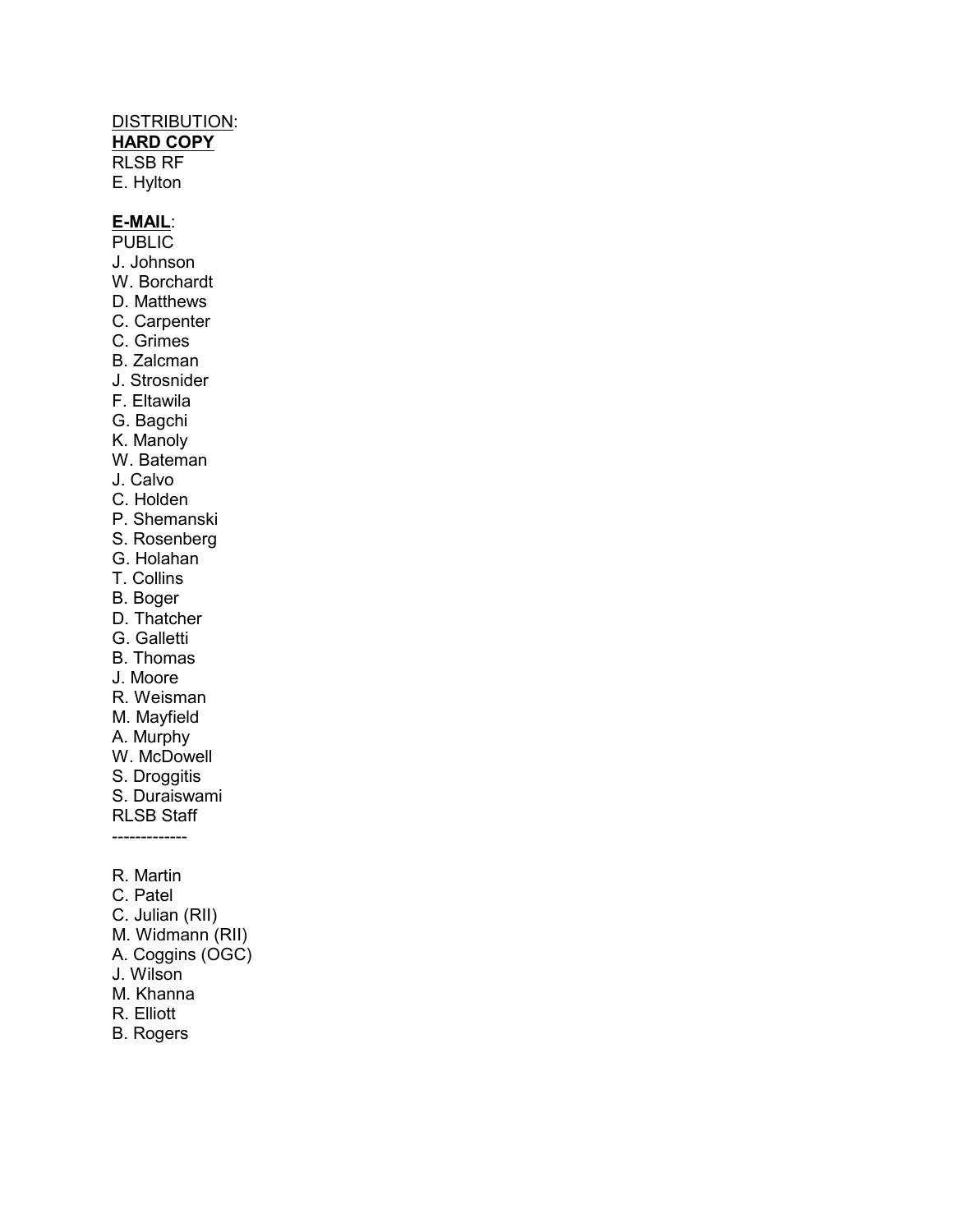<u>DISTRIBUTION</u>:

<u>**HARD COPY**</u>

RLSB RF
E. Hylton

<u>**E-MAIL**</u>:

PUBLIC
J. Johnson
W. Borchardt
D. Matthews
C. Carpenter
C. Grimes
B. Zalcman
J. Strosnider
F. Eltawila
G. Bagchi
K. Manoly
W. Bateman
J. Calvo
C. Holden
P. Shemanski
S. Rosenberg
G. Holahan
T. Collins
B. Boger
D. Thatcher
G. Galletti
B. Thomas
J. Moore
R. Weisman
M. Mayfield
A. Murphy
W. McDowell
S. Droggitis
S. Duraiswami
RLSB Staff
-------------

R. Martin
C. Patel
C. Julian (RII)
M. Widmann (RII)
A. Coggins (OGC)
J. Wilson
M. Khanna
R. Elliott
B. Rogers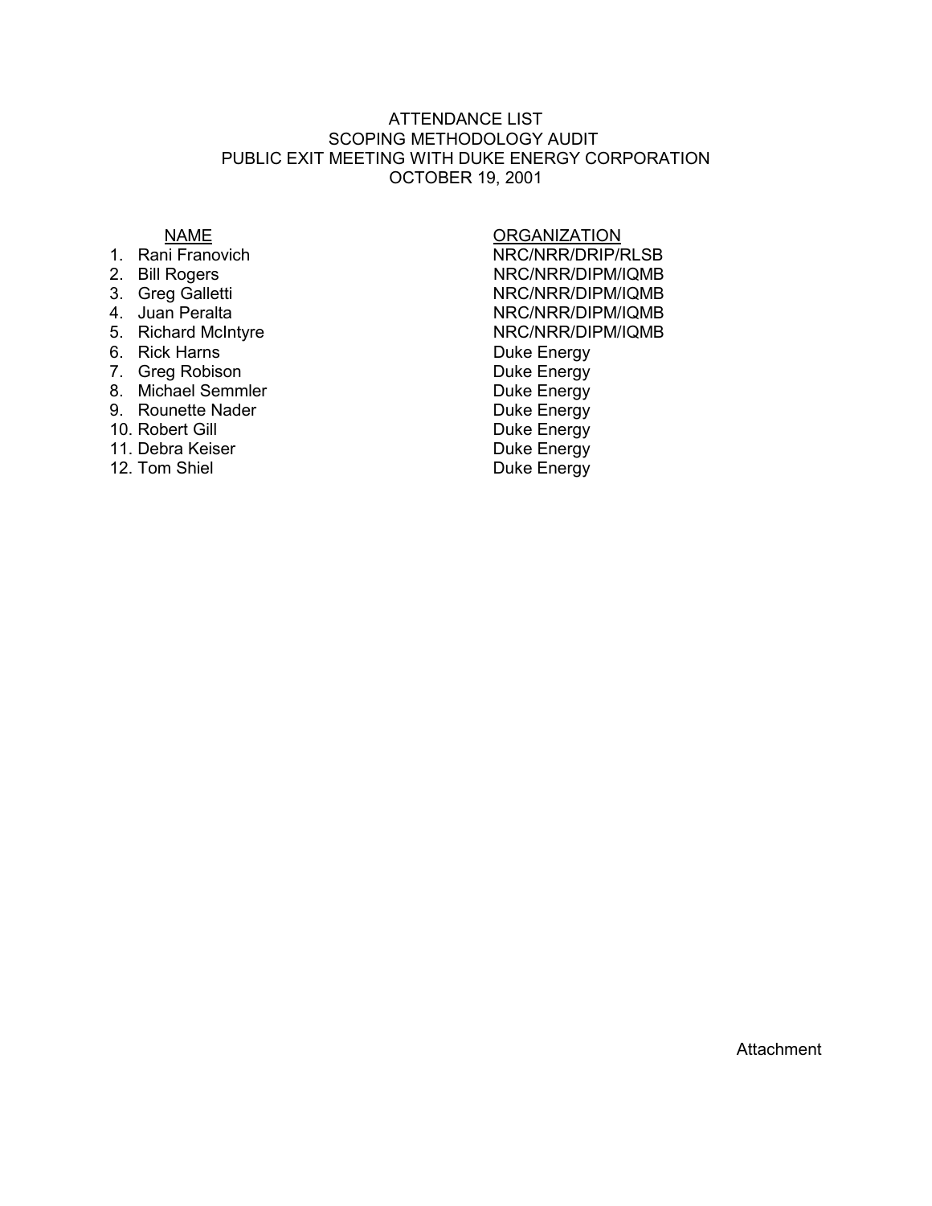# ATTENDANCE LIST
## SCOPING METHODOLOGY AUDIT
## PUBLIC EXIT MEETING WITH DUKE ENERGY CORPORATION
## OCTOBER 19, 2001

| NAME | ORGANIZATION |
|---|---|
| 1. Rani Franovich | NRC/NRR/DRIP/RLSB |
| 2. Bill Rogers | NRC/NRR/DIPM/IQMB |
| 3. Greg Galletti | NRC/NRR/DIPM/IQMB |
| 4. Juan Peralta | NRC/NRR/DIPM/IQMB |
| 5. Richard McIntyre | NRC/NRR/DIPM/IQMB |
| 6. Rick Harns | Duke Energy |
| 7. Greg Robison | Duke Energy |
| 8. Michael Semmler | Duke Energy |
| 9. Rounette Nader | Duke Energy |
| 10. Robert Gill | Duke Energy |
| 11. Debra Keiser | Duke Energy |
| 12. Tom Shiel | Duke Energy |

Attachment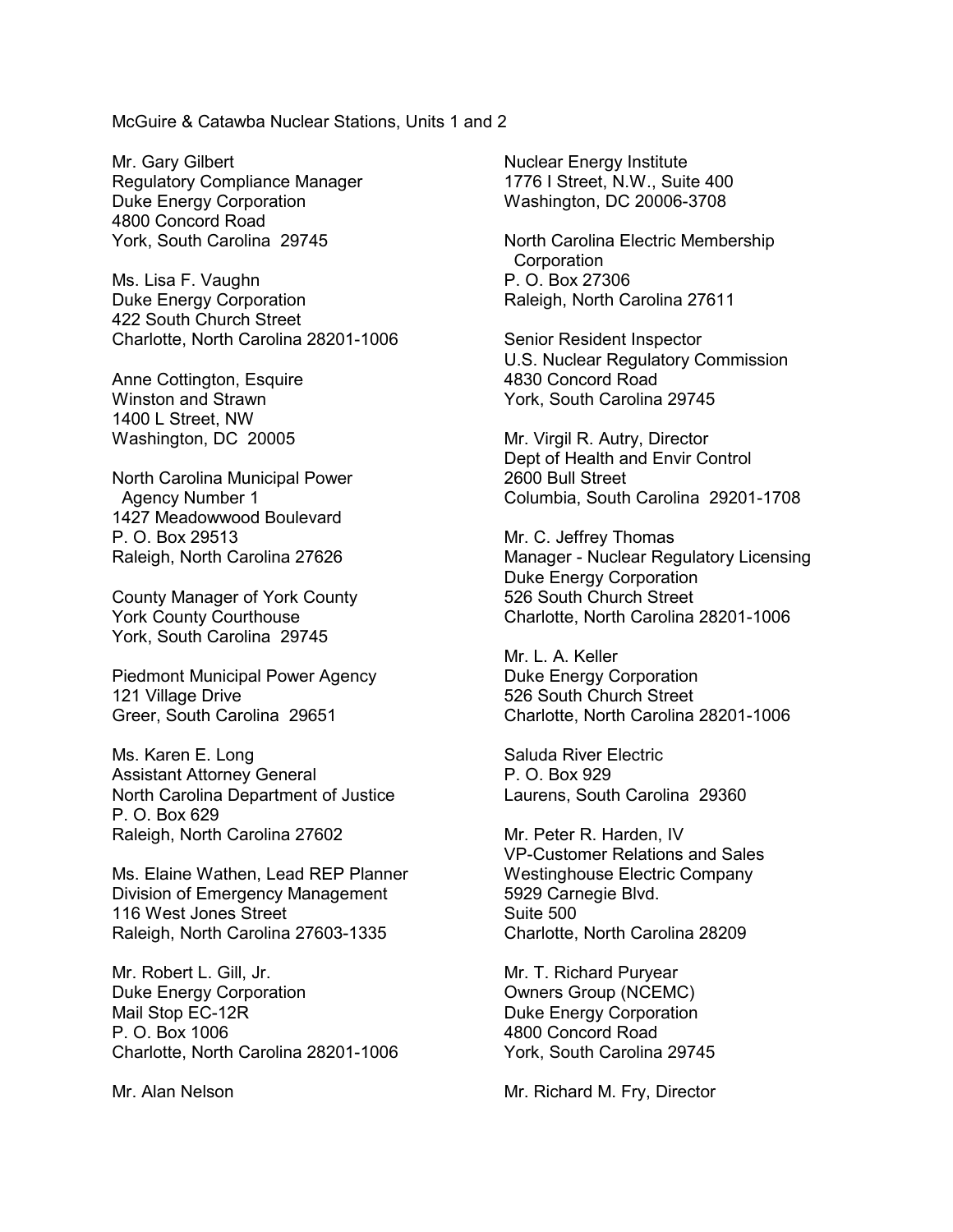McGuire & Catawba Nuclear Stations, Units 1 and 2

Mr. Gary Gilbert
Regulatory Compliance Manager
Duke Energy Corporation
4800 Concord Road
York, South Carolina 29745

Ms. Lisa F. Vaughn
Duke Energy Corporation
422 South Church Street
Charlotte, North Carolina 28201-1006

Anne Cottington, Esquire
Winston and Strawn
1400 L Street, NW
Washington, DC 20005

North Carolina Municipal Power
Agency Number 1
1427 Meadowwood Boulevard
P. O. Box 29513
Raleigh, North Carolina 27626

County Manager of York County
York County Courthouse
York, South Carolina 29745

Piedmont Municipal Power Agency
121 Village Drive
Greer, South Carolina 29651

Ms. Karen E. Long
Assistant Attorney General
North Carolina Department of Justice
P. O. Box 629
Raleigh, North Carolina 27602

Ms. Elaine Wathen, Lead REP Planner
Division of Emergency Management
116 West Jones Street
Raleigh, North Carolina 27603-1335

Mr. Robert L. Gill, Jr.
Duke Energy Corporation
Mail Stop EC-12R
P. O. Box 1006
Charlotte, North Carolina 28201-1006

Mr. Alan Nelson

Nuclear Energy Institute
1776 I Street, N.W., Suite 400
Washington, DC 20006-3708

North Carolina Electric Membership
Corporation
P. O. Box 27306
Raleigh, North Carolina 27611

Senior Resident Inspector
U.S. Nuclear Regulatory Commission
4830 Concord Road
York, South Carolina 29745

Mr. Virgil R. Autry, Director
Dept of Health and Envir Control
2600 Bull Street
Columbia, South Carolina 29201-1708

Mr. C. Jeffrey Thomas
Manager - Nuclear Regulatory Licensing
Duke Energy Corporation
526 South Church Street
Charlotte, North Carolina 28201-1006

Mr. L. A. Keller
Duke Energy Corporation
526 South Church Street
Charlotte, North Carolina 28201-1006

Saluda River Electric
P. O. Box 929
Laurens, South Carolina 29360

Mr. Peter R. Harden, IV
VP-Customer Relations and Sales
Westinghouse Electric Company
5929 Carnegie Blvd.
Suite 500
Charlotte, North Carolina 28209

Mr. T. Richard Puryear
Owners Group (NCEMC)
Duke Energy Corporation
4800 Concord Road
York, South Carolina 29745

Mr. Richard M. Fry, Director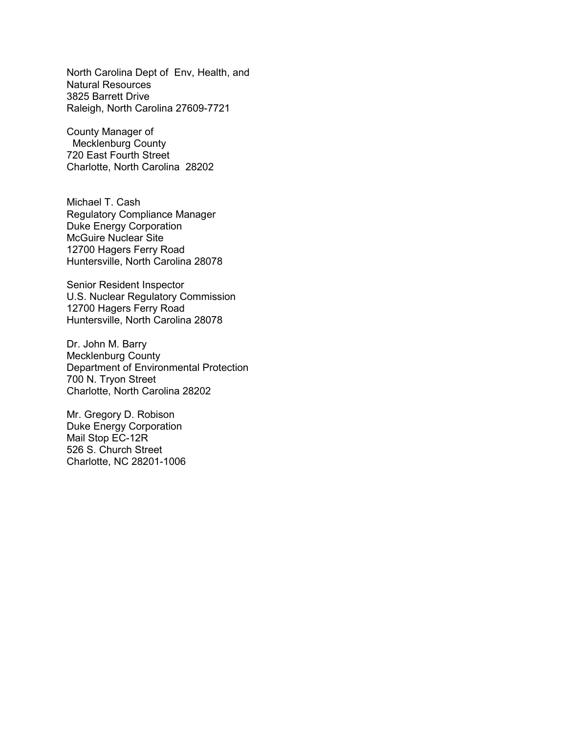North Carolina Dept of Env, Health, and
Natural Resources
3825 Barrett Drive
Raleigh, North Carolina 27609-7721

County Manager of
Mecklenburg County
720 East Fourth Street
Charlotte, North Carolina 28202

Michael T. Cash
Regulatory Compliance Manager
Duke Energy Corporation
McGuire Nuclear Site
12700 Hagers Ferry Road
Huntersville, North Carolina 28078

Senior Resident Inspector
U.S. Nuclear Regulatory Commission
12700 Hagers Ferry Road
Huntersville, North Carolina 28078

Dr. John M. Barry
Mecklenburg County
Department of Environmental Protection
700 N. Tryon Street
Charlotte, North Carolina 28202

Mr. Gregory D. Robison
Duke Energy Corporation
Mail Stop EC-12R
526 S. Church Street
Charlotte, NC 28201-1006